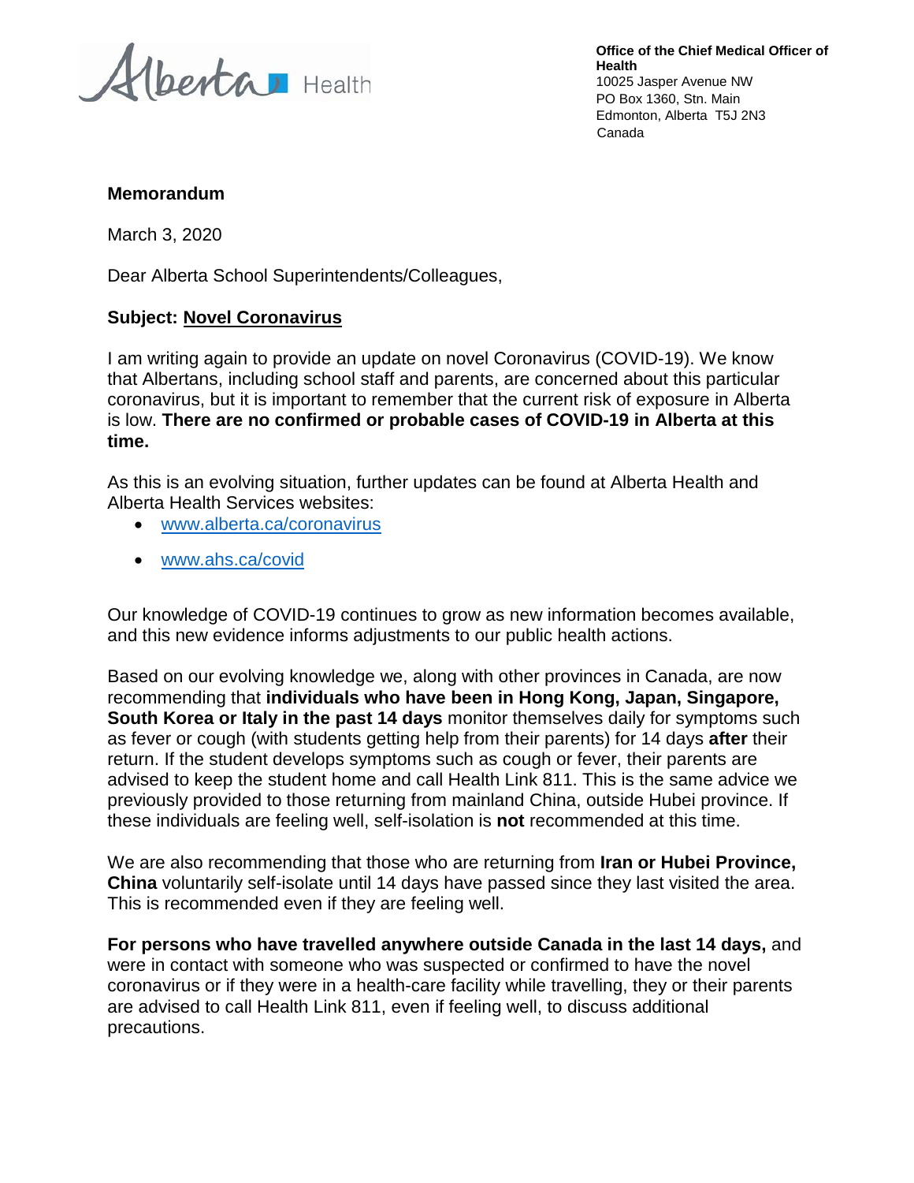Alberta Health

**Office of the Chief Medical Officer of Health**
10025 Jasper Avenue NW
PO Box 1360, Stn. Main
Edmonton, Alberta T5J 2N3
Canada

**Memorandum**

March 3, 2020

Dear Alberta School Superintendents/Colleagues,

**Subject: Novel Coronavirus**

I am writing again to provide an update on novel Coronavirus (COVID-19). We know that Albertans, including school staff and parents, are concerned about this particular coronavirus, but it is important to remember that the current risk of exposure in Alberta is low. **There are no confirmed or probable cases of COVID-19 in Alberta at this time.**

As this is an evolving situation, further updates can be found at Alberta Health and Alberta Health Services websites:

- [www.alberta.ca/coronavirus](http://www.alberta.ca/coronavirus)
- [www.ahs.ca/covid](http://www.ahs.ca/covid)

Our knowledge of COVID-19 continues to grow as new information becomes available, and this new evidence informs adjustments to our public health actions.

Based on our evolving knowledge we, along with other provinces in Canada, are now recommending that **individuals who have been in Hong Kong, Japan, Singapore, South Korea or Italy in the past 14 days** monitor themselves daily for symptoms such as fever or cough (with students getting help from their parents) for 14 days **after** their return. If the student develops symptoms such as cough or fever, their parents are advised to keep the student home and call Health Link 811. This is the same advice we previously provided to those returning from mainland China, outside Hubei province. If these individuals are feeling well, self-isolation is **not** recommended at this time.

We are also recommending that those who are returning from **Iran or Hubei Province, China** voluntarily self-isolate until 14 days have passed since they last visited the area. This is recommended even if they are feeling well.

**For persons who have travelled anywhere outside Canada in the last 14 days,** and were in contact with someone who was suspected or confirmed to have the novel coronavirus or if they were in a health-care facility while travelling, they or their parents are advised to call Health Link 811, even if feeling well, to discuss additional precautions.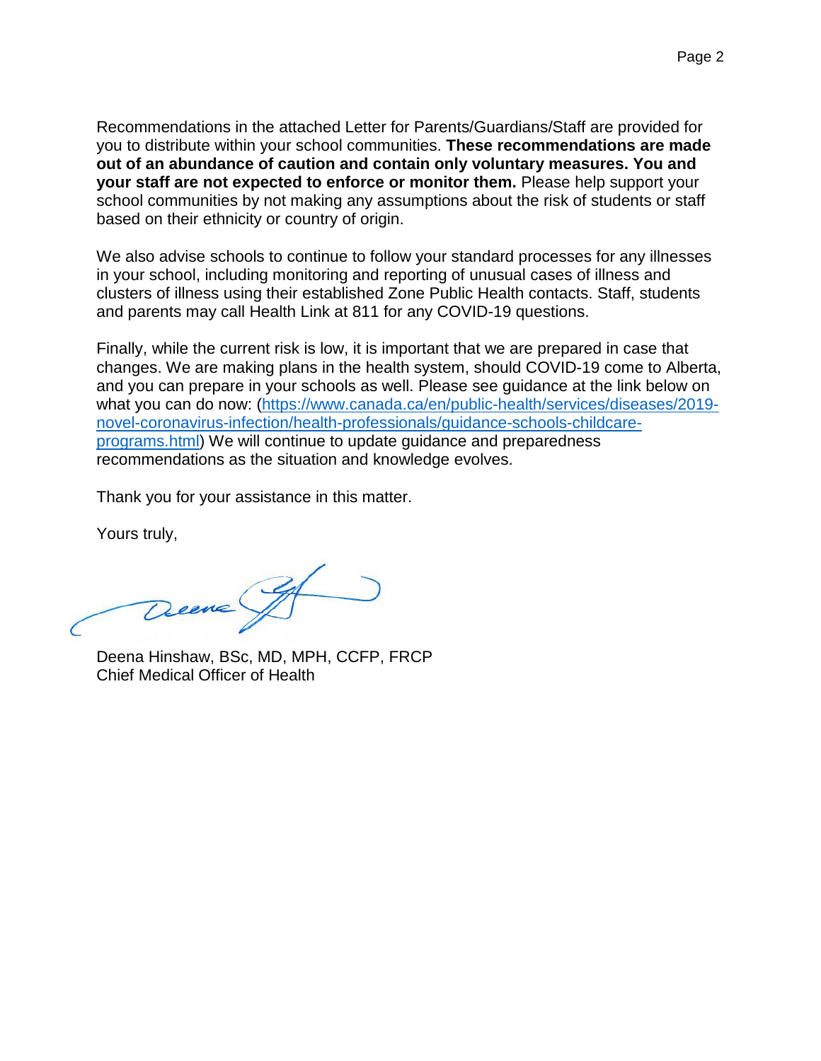Recommendations in the attached Letter for Parents/Guardians/Staff are provided for you to distribute within your school communities. **These recommendations are made out of an abundance of caution and contain only voluntary measures. You and your staff are not expected to enforce or monitor them.** Please help support your school communities by not making any assumptions about the risk of students or staff based on their ethnicity or country of origin.

We also advise schools to continue to follow your standard processes for any illnesses in your school, including monitoring and reporting of unusual cases of illness and clusters of illness using their established Zone Public Health contacts. Staff, students and parents may call Health Link at 811 for any COVID-19 questions.

Finally, while the current risk is low, it is important that we are prepared in case that changes. We are making plans in the health system, should COVID-19 come to Alberta, and you can prepare in your schools as well. Please see guidance at the link below on what you can do now: (https://www.canada.ca/en/public-health/services/diseases/2019-novel-coronavirus-infection/health-professionals/guidance-schools-childcare-programs.html) We will continue to update guidance and preparedness recommendations as the situation and knowledge evolves.

Thank you for your assistance in this matter.

Yours truly,

Deena Hinshaw, BSc, MD, MPH, CCFP, FRCP
Chief Medical Officer of Health